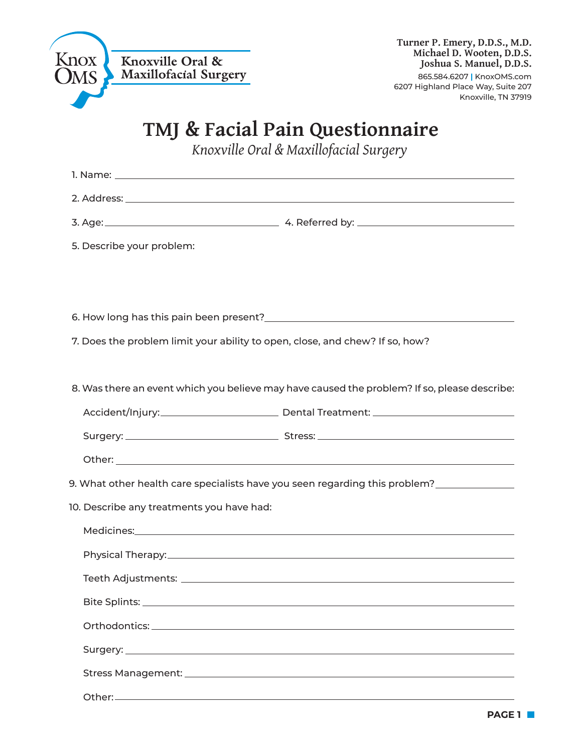Knox OMS

**Knoxville Oral & Maxillofacial Surgery**

**Turner P. Emery, D.D.S., M.D.**
**Michael D. Wooten, D.D.S.**
**Joshua S. Manuel, D.D.S.**
865.584.6207 | KnoxOMS.com
6207 Highland Place Way, Suite 207
Knoxville, TN 37919

# TMJ & Facial Pain Questionnaire

*Knoxville Oral & Maxillofacial Surgery*

1. Name: ______________________________

2. Address: ______________________________

3. Age: ______________ 4. Referred by: ______________

5. Describe your problem:

6. How long has this pain been present? ______________________________

7. Does the problem limit your ability to open, close, and chew? If so, how?

8. Was there an event which you believe may have caused the problem? If so, please describe:

   Accident/Injury: ______________ Dental Treatment: ______________

   Surgery: ______________ Stress: ______________

   Other: ______________________________

9. What other health care specialists have you seen regarding this problem? ______________

10. Describe any treatments you have had:

    Medicines: ______________________________

    Physical Therapy: ______________________________

    Teeth Adjustments: ______________________________

    Bite Splints: ______________________________

    Orthodontics: ______________________________

    Surgery: ______________________________

    Stress Management: ______________________________

    Other: ______________________________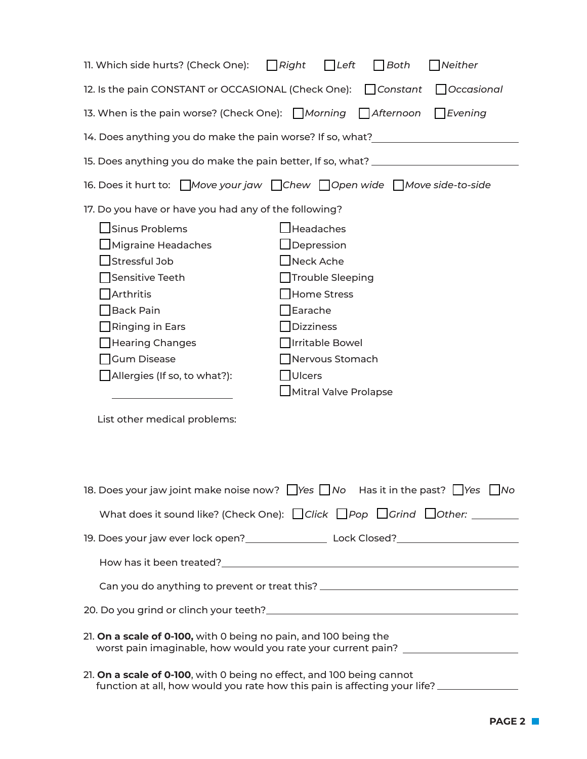11. Which side hurts? (Check One): ☐ *Right* ☐ *Left* ☐ *Both* ☐ *Neither*

12. Is the pain CONSTANT or OCCASIONAL (Check One): ☐ *Constant* ☐ *Occasional*

13. When is the pain worse? (Check One): ☐ *Morning* ☐ *Afternoon* ☐ *Evening*

14. Does anything you do make the pain worse? If so, what? ______________________________

15. Does anything you do make the pain better, If so, what? ______________________________

16. Does it hurt to: ☐ *Move your jaw* ☐ *Chew* ☐ *Open wide* ☐ *Move side-to-side*

17. Do you have or have you had any of the following?

| | |
|---|---|
| ☐ Sinus Problems | ☐ Headaches |
| ☐ Migraine Headaches | ☐ Depression |
| ☐ Stressful Job | ☐ Neck Ache |
| ☐ Sensitive Teeth | ☐ Trouble Sleeping |
| ☐ Arthritis | ☐ Home Stress |
| ☐ Back Pain | ☐ Earache |
| ☐ Ringing in Ears | ☐ Dizziness |
| ☐ Hearing Changes | ☐ Irritable Bowel |
| ☐ Gum Disease | ☐ Nervous Stomach |
| ☐ Allergies (If so, to what?): ______________________ | ☐ Ulcers |
| | ☐ Mitral Valve Prolapse |

List other medical problems:

18. Does your jaw joint make noise now? ☐ *Yes* ☐ *No* Has it in the past? ☐ *Yes* ☐ *No*

What does it sound like? (Check One): ☐ *Click* ☐ *Pop* ☐ *Grind* ☐ *Other:* __________

19. Does your jaw ever lock open? ______________ Lock Closed? ______________

How has it been treated? ______________________________

Can you do anything to prevent or treat this? ______________________________

20. Do you grind or clinch your teeth? ______________________________

21. **On a scale of 0-100,** with 0 being no pain, and 100 being the worst pain imaginable, how would you rate your current pain? ______________

21. **On a scale of 0-100**, with 0 being no effect, and 100 being cannot function at all, how would you rate how this pain is affecting your life? ______________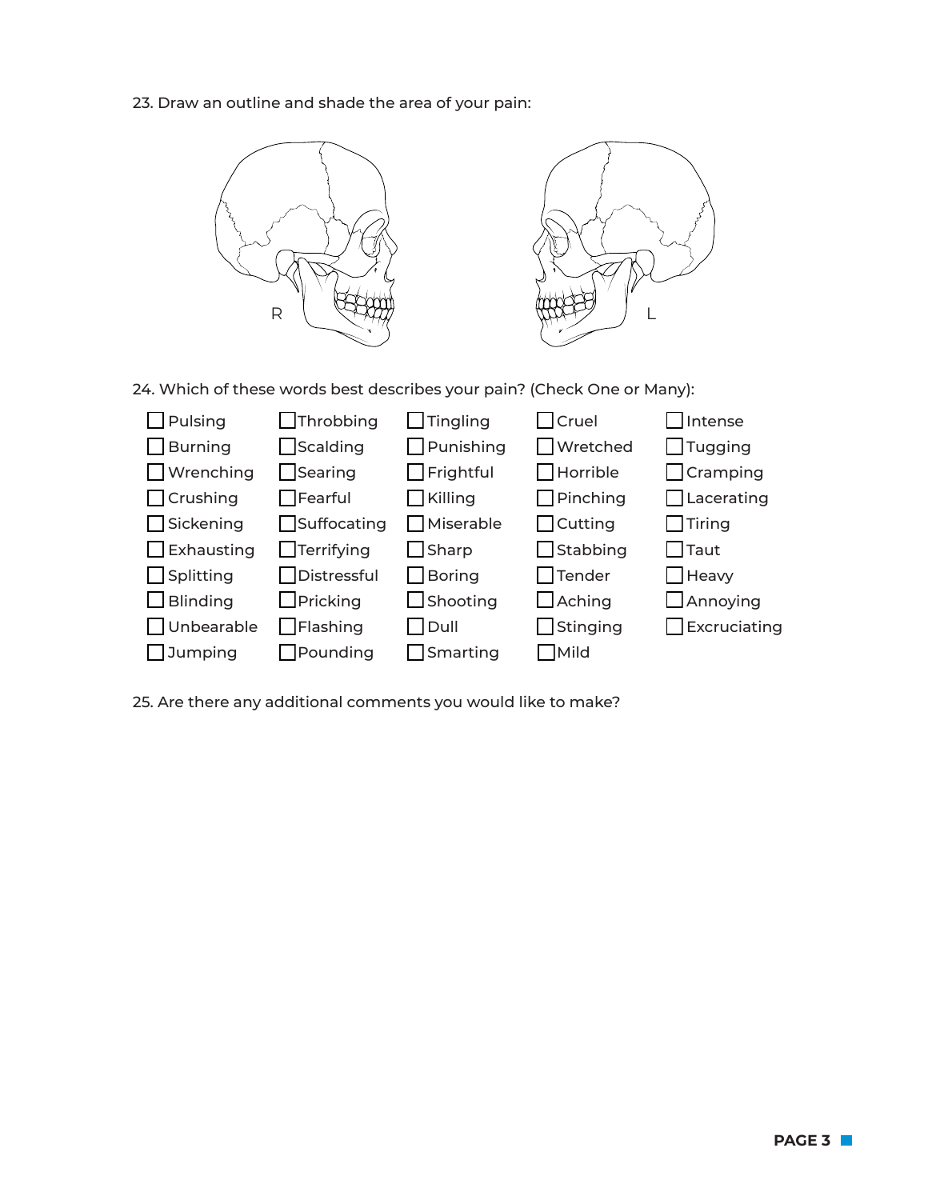23. Draw an outline and shade the area of your pain:

R

L

24. Which of these words best describes your pain? (Check One or Many):

| | | | | |
|---|---|---|---|---|
| ☐ Pulsing | ☐ Throbbing | ☐ Tingling | ☐ Cruel | ☐ Intense |
| ☐ Burning | ☐ Scalding | ☐ Punishing | ☐ Wretched | ☐ Tugging |
| ☐ Wrenching | ☐ Searing | ☐ Frightful | ☐ Horrible | ☐ Cramping |
| ☐ Crushing | ☐ Fearful | ☐ Killing | ☐ Pinching | ☐ Lacerating |
| ☐ Sickening | ☐ Suffocating | ☐ Miserable | ☐ Cutting | ☐ Tiring |
| ☐ Exhausting | ☐ Terrifying | ☐ Sharp | ☐ Stabbing | ☐ Taut |
| ☐ Splitting | ☐ Distressful | ☐ Boring | ☐ Tender | ☐ Heavy |
| ☐ Blinding | ☐ Pricking | ☐ Shooting | ☐ Aching | ☐ Annoying |
| ☐ Unbearable | ☐ Flashing | ☐ Dull | ☐ Stinging | ☐ Excruciating |
| ☐ Jumping | ☐ Pounding | ☐ Smarting | ☐ Mild | |

25. Are there any additional comments you would like to make?